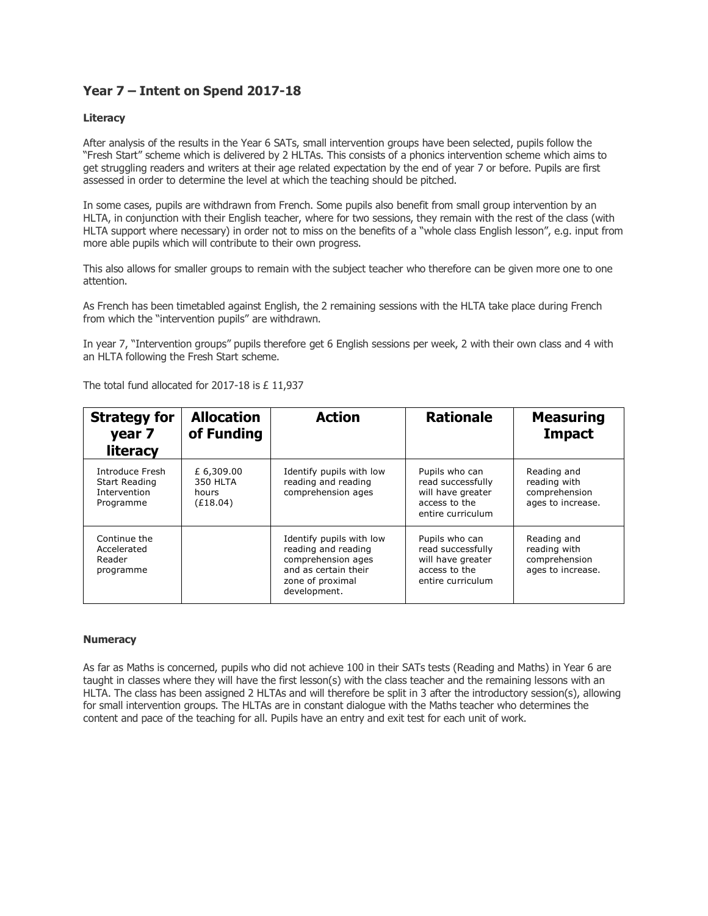## Year 7 – Intent on Spend 2017-18

### Literacy

After analysis of the results in the Year 6 SATs, small intervention groups have been selected, pupils follow the "Fresh Start" scheme which is delivered by 2 HLTAs. This consists of a phonics intervention scheme which aims to get struggling readers and writers at their age related expectation by the end of year 7 or before. Pupils are first assessed in order to determine the level at which the teaching should be pitched.

In some cases, pupils are withdrawn from French. Some pupils also benefit from small group intervention by an HLTA, in conjunction with their English teacher, where for two sessions, they remain with the rest of the class (with HLTA support where necessary) in order not to miss on the benefits of a "whole class English lesson", e.g. input from more able pupils which will contribute to their own progress.

This also allows for smaller groups to remain with the subject teacher who therefore can be given more one to one attention.

As French has been timetabled against English, the 2 remaining sessions with the HLTA take place during French from which the "intervention pupils" are withdrawn.

In year 7, "Intervention groups" pupils therefore get 6 English sessions per week, 2 with their own class and 4 with an HLTA following the Fresh Start scheme.

The total fund allocated for 2017-18 is £ 11,937

| Strategy for year 7 literacy | Allocation of Funding | Action | Rationale | Measuring Impact |
| --- | --- | --- | --- | --- |
| Introduce Fresh Start Reading Intervention Programme | £ 6,309.00 350 HLTA hours (£18.04) | Identify pupils with low reading and reading comprehension ages | Pupils who can read successfully will have greater access to the entire curriculum | Reading and reading with comprehension ages to increase. |
| Continue the Accelerated Reader programme | | Identify pupils with low reading and reading comprehension ages and as certain their zone of proximal development. | Pupils who can read successfully will have greater access to the entire curriculum | Reading and reading with comprehension ages to increase. |

### Numeracy

As far as Maths is concerned, pupils who did not achieve 100 in their SATs tests (Reading and Maths) in Year 6 are taught in classes where they will have the first lesson(s) with the class teacher and the remaining lessons with an HLTA. The class has been assigned 2 HLTAs and will therefore be split in 3 after the introductory session(s), allowing for small intervention groups. The HLTAs are in constant dialogue with the Maths teacher who determines the content and pace of the teaching for all. Pupils have an entry and exit test for each unit of work.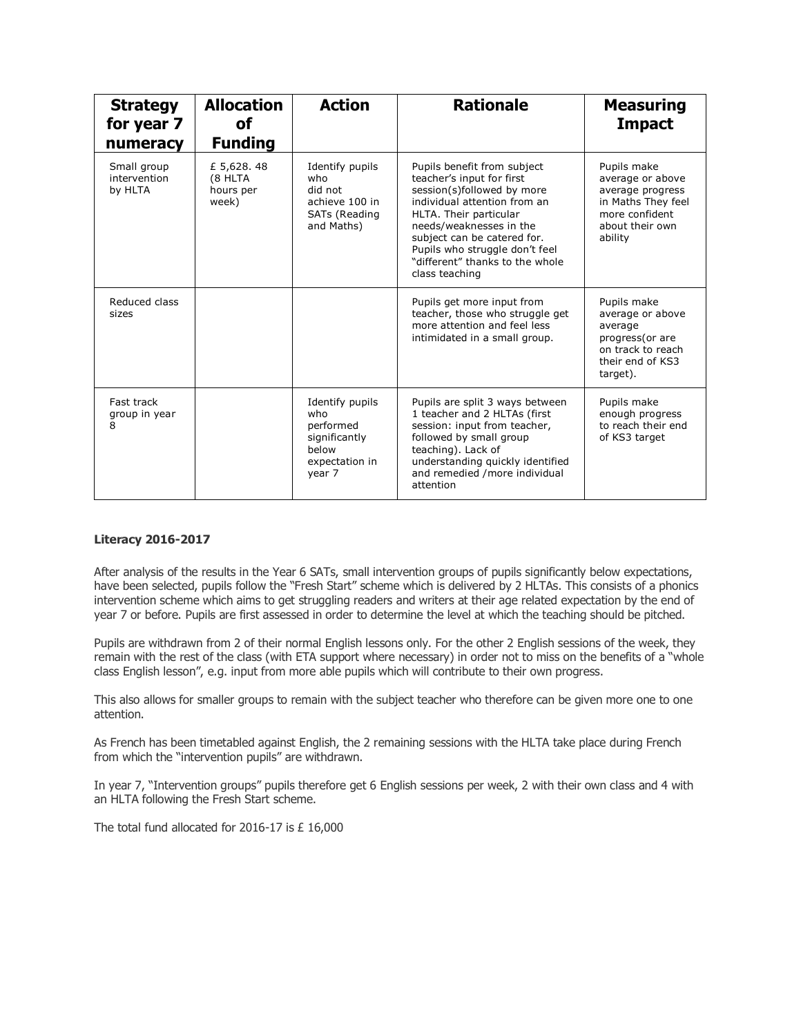| Strategy for year 7 numeracy | Allocation of Funding | Action | Rationale | Measuring Impact |
| --- | --- | --- | --- | --- |
| Small group intervention by HLTA | £ 5,628. 48 (8 HLTA hours per week) | Identify pupils who did not achieve 100 in SATs (Reading and Maths) | Pupils benefit from subject teacher's input for first session(s)followed by more individual attention from an HLTA. Their particular needs/weaknesses in the subject can be catered for. Pupils who struggle don't feel "different" thanks to the whole class teaching | Pupils make average or above average progress in Maths They feel more confident about their own ability |
| Reduced class sizes | | | Pupils get more input from teacher, those who struggle get more attention and feel less intimidated in a small group. | Pupils make average or above average progress(or are on track to reach their end of KS3 target). |
| Fast track group in year 8 | | Identify pupils who performed significantly below expectation in year 7 | Pupils are split 3 ways between 1 teacher and 2 HLTAs (first session: input from teacher, followed by small group teaching). Lack of understanding quickly identified and remedied /more individual attention | Pupils make enough progress to reach their end of KS3 target |

**Literacy 2016-2017**

After analysis of the results in the Year 6 SATs, small intervention groups of pupils significantly below expectations, have been selected, pupils follow the "Fresh Start" scheme which is delivered by 2 HLTAs. This consists of a phonics intervention scheme which aims to get struggling readers and writers at their age related expectation by the end of year 7 or before. Pupils are first assessed in order to determine the level at which the teaching should be pitched.

Pupils are withdrawn from 2 of their normal English lessons only. For the other 2 English sessions of the week, they remain with the rest of the class (with ETA support where necessary) in order not to miss on the benefits of a "whole class English lesson", e.g. input from more able pupils which will contribute to their own progress.

This also allows for smaller groups to remain with the subject teacher who therefore can be given more one to one attention.

As French has been timetabled against English, the 2 remaining sessions with the HLTA take place during French from which the "intervention pupils" are withdrawn.

In year 7, "Intervention groups" pupils therefore get 6 English sessions per week, 2 with their own class and 4 with an HLTA following the Fresh Start scheme.

The total fund allocated for 2016-17 is £ 16,000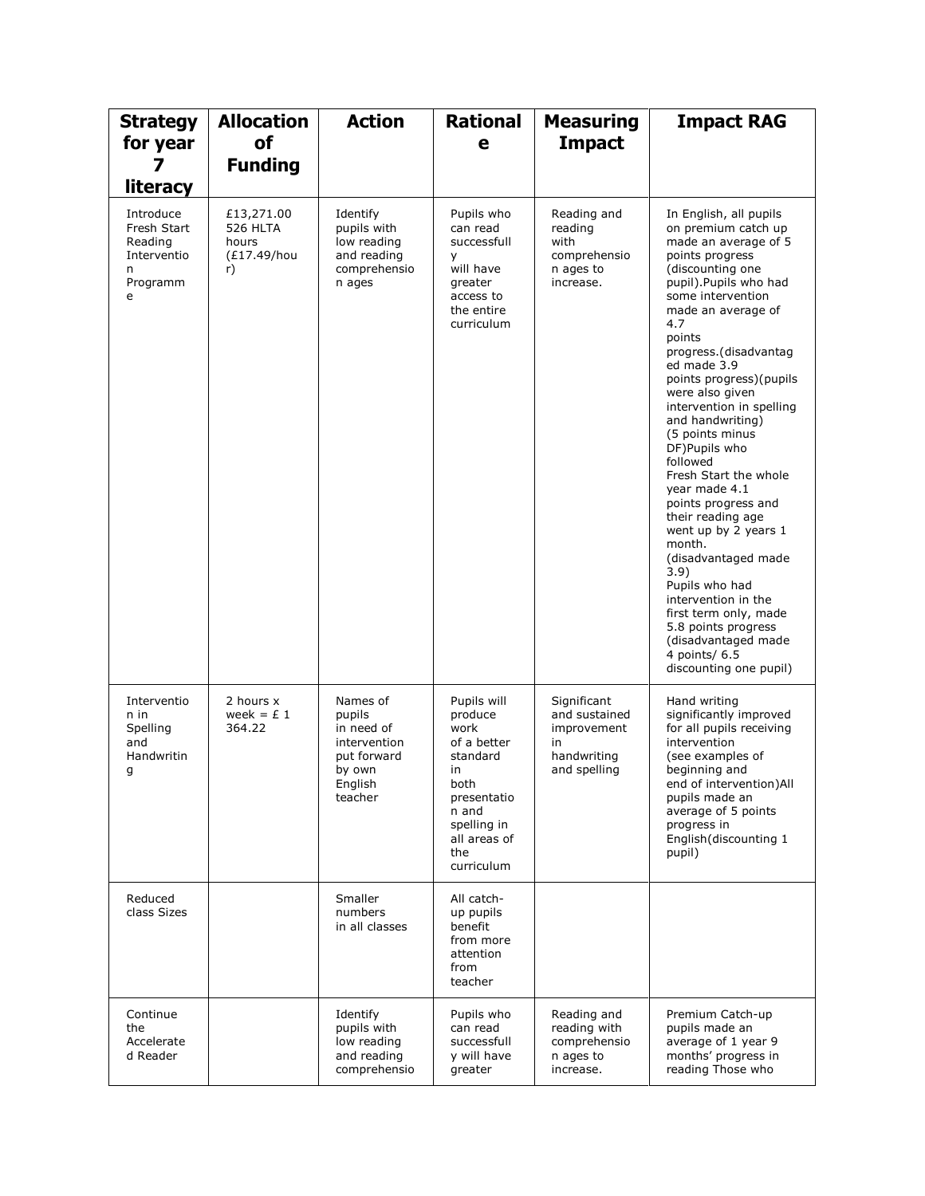| Strategy for year 7 literacy | Allocation of Funding | Action | Rationale | Measuring Impact | Impact RAG |
|---|---|---|---|---|---|
| Introduce Fresh Start Reading Intervention Programme | £13,271.00 526 HLTA hours (£17.49/hour) | Identify pupils with low reading and reading comprehension ages | Pupils who can read successfully will have greater access to the entire curriculum | Reading and reading with comprehension ages to increase. | In English, all pupils on premium catch up made an average of 5 points progress (discounting one pupil).Pupils who had some intervention made an average of 4.7 points progress.(disadvantaged made 3.9 points progress)(pupils were also given intervention in spelling and handwriting) (5 points minus DF)Pupils who followed Fresh Start the whole year made 4.1 points progress and their reading age went up by 2 years 1 month. (disadvantaged made 3.9) Pupils who had intervention in the first term only, made 5.8 points progress (disadvantaged made 4 points/ 6.5 discounting one pupil) |
| Intervention in Spelling and Handwriting | 2 hours x week = £ 1 364.22 | Names of pupils in need of intervention put forward by own English teacher | Pupils will produce work of a better standard in both presentation and spelling in all areas of the curriculum | Significant and sustained improvement in handwriting and spelling | Hand writing significantly improved for all pupils receiving intervention (see examples of beginning and end of intervention)All pupils made an average of 5 points progress in English(discounting 1 pupil) |
| Reduced class Sizes | | Smaller numbers in all classes | All catch-up pupils benefit from more attention from teacher | | |
| Continue the Accelerated Reader | | Identify pupils with low reading and reading comprehensio | Pupils who can read successfully will have greater | Reading and reading with comprehension ages to increase. | Premium Catch-up pupils made an average of 1 year 9 months' progress in reading Those who |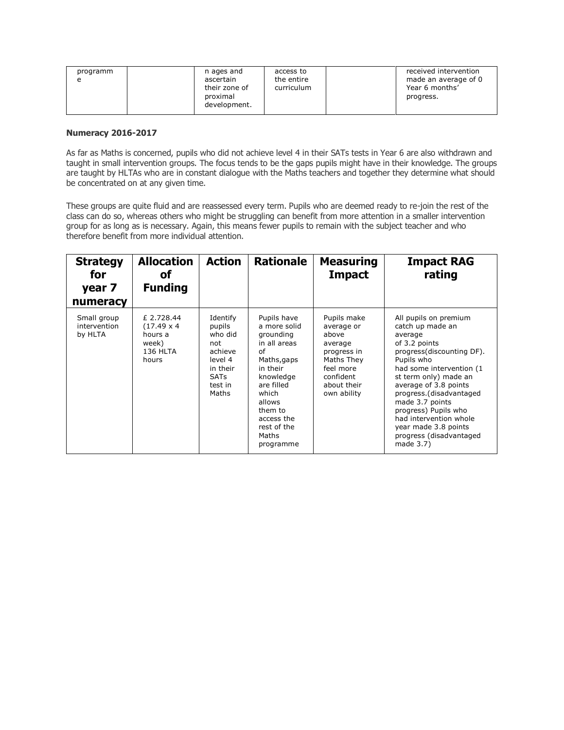| | | | | | |
|---|---|---|---|---|---|
| programm e | | n ages and ascertain their zone of proximal development. | access to the entire curriculum | | received intervention made an average of 0 Year 6 months' progress. |

**Numeracy 2016-2017**

As far as Maths is concerned, pupils who did not achieve level 4 in their SATs tests in Year 6 are also withdrawn and taught in small intervention groups. The focus tends to be the gaps pupils might have in their knowledge. The groups are taught by HLTAs who are in constant dialogue with the Maths teachers and together they determine what should be concentrated on at any given time.

These groups are quite fluid and are reassessed every term. Pupils who are deemed ready to re-join the rest of the class can do so, whereas others who might be struggling can benefit from more attention in a smaller intervention group for as long as is necessary. Again, this means fewer pupils to remain with the subject teacher and who therefore benefit from more individual attention.

| Strategy for year 7 numeracy | Allocation of Funding | Action | Rationale | Measuring Impact | Impact RAG rating |
|---|---|---|---|---|---|
| Small group intervention by HLTA | £ 2.728.44 (17.49 x 4 hours a week) 136 HLTA hours | Identify pupils who did not achieve level 4 in their SATs test in Maths | Pupils have a more solid grounding in all areas of Maths,gaps in their knowledge are filled which allows them to access the rest of the Maths programme | Pupils make average or above average progress in Maths They feel more confident about their own ability | All pupils on premium catch up made an average of 3.2 points progress(discounting DF). Pupils who had some intervention (1 st term only) made an average of 3.8 points progress.(disadvantaged made 3.7 points progress) Pupils who had intervention whole year made 3.8 points progress (disadvantaged made 3.7) |